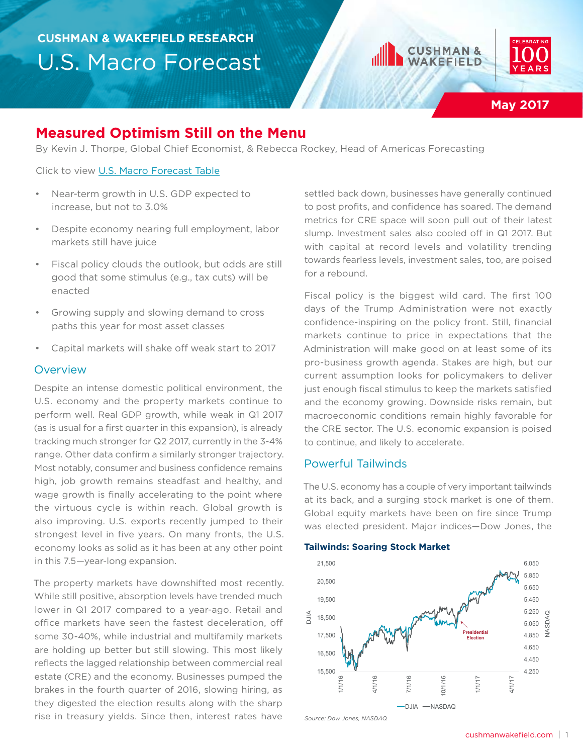CUSHMAN & WAKEFIELD RESEARCH

# U.S. Macro Forecast

May 2017

## Measured Optimism Still on the Menu

By Kevin J. Thorpe, Global Chief Economist, & Rebecca Rockey, Head of Americas Forecasting

Click to view U.S. Macro Forecast Table

- Near-term growth in U.S. GDP expected to increase, but not to 3.0%
- Despite economy nearing full employment, labor markets still have juice
- Fiscal policy clouds the outlook, but odds are still good that some stimulus (e.g., tax cuts) will be enacted
- Growing supply and slowing demand to cross paths this year for most asset classes
- Capital markets will shake off weak start to 2017

### Overview

Despite an intense domestic political environment, the U.S. economy and the property markets continue to perform well. Real GDP growth, while weak in Q1 2017 (as is usual for a first quarter in this expansion), is already tracking much stronger for Q2 2017, currently in the 3-4% range. Other data confirm a similarly stronger trajectory. Most notably, consumer and business confidence remains high, job growth remains steadfast and healthy, and wage growth is finally accelerating to the point where the virtuous cycle is within reach. Global growth is also improving. U.S. exports recently jumped to their strongest level in five years. On many fronts, the U.S. economy looks as solid as it has been at any other point in this 7.5—year-long expansion.

The property markets have downshifted most recently. While still positive, absorption levels have trended much lower in Q1 2017 compared to a year-ago. Retail and office markets have seen the fastest deceleration, off some 30-40%, while industrial and multifamily markets are holding up better but still slowing. This most likely reflects the lagged relationship between commercial real estate (CRE) and the economy. Businesses pumped the brakes in the fourth quarter of 2016, slowing hiring, as they digested the election results along with the sharp rise in treasury yields. Since then, interest rates have settled back down, businesses have generally continued to post profits, and confidence has soared. The demand metrics for CRE space will soon pull out of their latest slump. Investment sales also cooled off in Q1 2017. But with capital at record levels and volatility trending towards fearless levels, investment sales, too, are poised for a rebound.

Fiscal policy is the biggest wild card. The first 100 days of the Trump Administration were not exactly confidence-inspiring on the policy front. Still, financial markets continue to price in expectations that the Administration will make good on at least some of its pro-business growth agenda. Stakes are high, but our current assumption looks for policymakers to deliver just enough fiscal stimulus to keep the markets satisfied and the economy growing. Downside risks remain, but macroeconomic conditions remain highly favorable for the CRE sector. The U.S. economic expansion is poised to continue, and likely to accelerate.

### Powerful Tailwinds

The U.S. economy has a couple of very important tailwinds at its back, and a surging stock market is one of them. Global equity markets have been on fire since Trump was elected president. Major indices—Dow Jones, the

**Tailwinds: Soaring Stock Market**

Source: Dow Jones, NASDAQ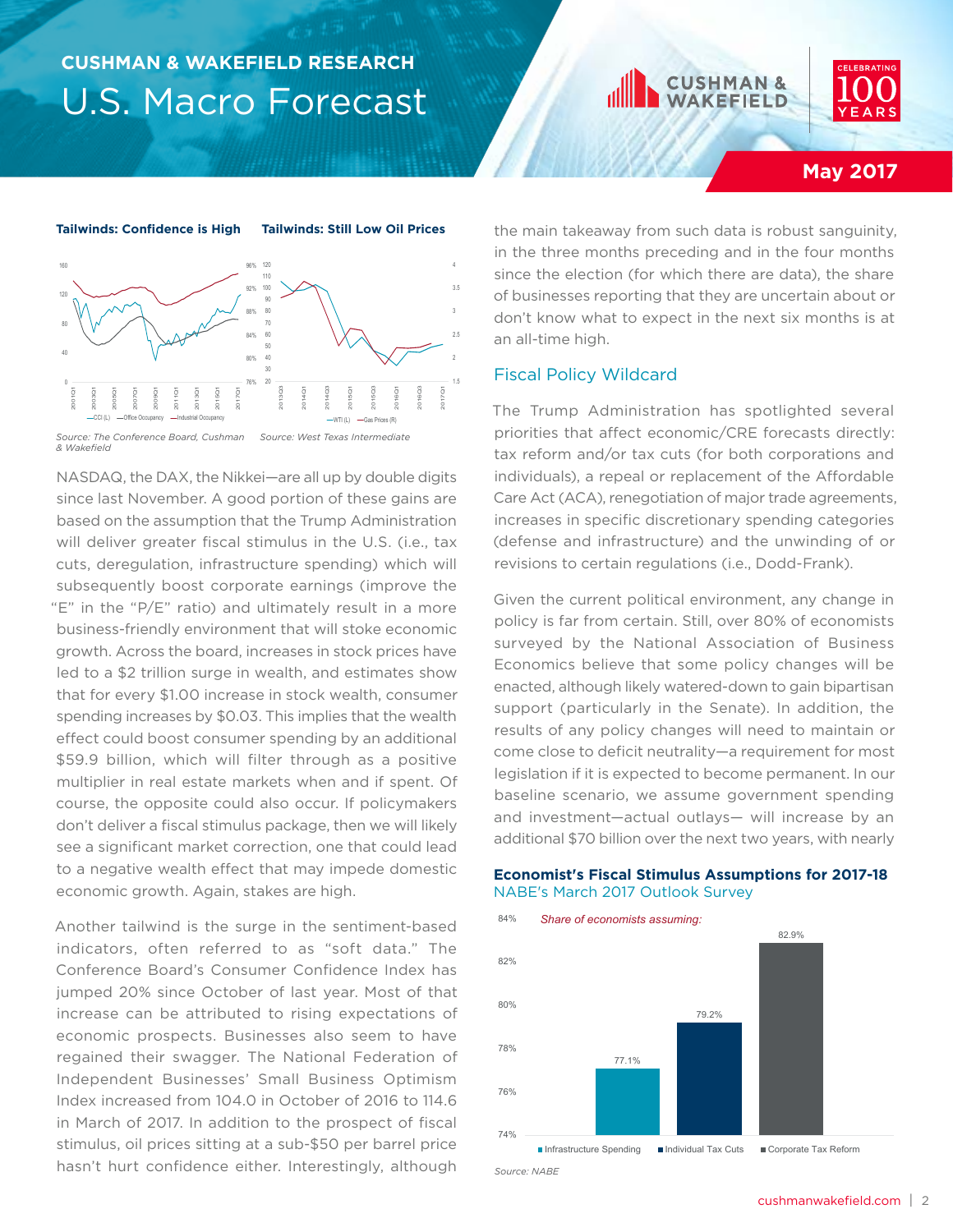**Tailwinds: Confidence is High**

Source: The Conference Board, Cushman & Wakefield

**Tailwinds: Still Low Oil Prices**

Source: West Texas Intermediate

NASDAQ, the DAX, the Nikkei—are all up by double digits since last November. A good portion of these gains are based on the assumption that the Trump Administration will deliver greater fiscal stimulus in the U.S. (i.e., tax cuts, deregulation, infrastructure spending) which will subsequently boost corporate earnings (improve the "E" in the "P/E" ratio) and ultimately result in a more business-friendly environment that will stoke economic growth. Across the board, increases in stock prices have led to a $2 trillion surge in wealth, and estimates show that for every $1.00 increase in stock wealth, consumer spending increases by $0.03. This implies that the wealth effect could boost consumer spending by an additional $59.9 billion, which will filter through as a positive multiplier in real estate markets when and if spent. Of course, the opposite could also occur. If policymakers don't deliver a fiscal stimulus package, then we will likely see a significant market correction, one that could lead to a negative wealth effect that may impede domestic economic growth. Again, stakes are high.

Another tailwind is the surge in the sentiment-based indicators, often referred to as "soft data." The Conference Board's Consumer Confidence Index has jumped 20% since October of last year. Most of that increase can be attributed to rising expectations of economic prospects. Businesses also seem to have regained their swagger. The National Federation of Independent Businesses' Small Business Optimism Index increased from 104.0 in October of 2016 to 114.6 in March of 2017. In addition to the prospect of fiscal stimulus, oil prices sitting at a sub-$50 per barrel price hasn't hurt confidence either. Interestingly, although the main takeaway from such data is robust sanguinity, in the three months preceding and in the four months since the election (for which there are data), the share of businesses reporting that they are uncertain about or don't know what to expect in the next six months is at an all-time high.

## Fiscal Policy Wildcard

The Trump Administration has spotlighted several priorities that affect economic/CRE forecasts directly: tax reform and/or tax cuts (for both corporations and individuals), a repeal or replacement of the Affordable Care Act (ACA), renegotiation of major trade agreements, increases in specific discretionary spending categories (defense and infrastructure) and the unwinding of or revisions to certain regulations (i.e., Dodd-Frank).

Given the current political environment, any change in policy is far from certain. Still, over 80% of economists surveyed by the National Association of Business Economics believe that some policy changes will be enacted, although likely watered-down to gain bipartisan support (particularly in the Senate). In addition, the results of any policy changes will need to maintain or come close to deficit neutrality—a requirement for most legislation if it is expected to become permanent. In our baseline scenario, we assume government spending and investment—actual outlays— will increase by an additional $70 billion over the next two years, with nearly

**Economist's Fiscal Stimulus Assumptions for 2017-18**
NABE's March 2017 Outlook Survey

*Share of economists assuming:*

| Assumption | Share |
|---|---|
| Infrastructure Spending | 77.1% |
| Individual Tax Cuts | 79.2% |
| Corporate Tax Reform | 82.9% |

Source: NABE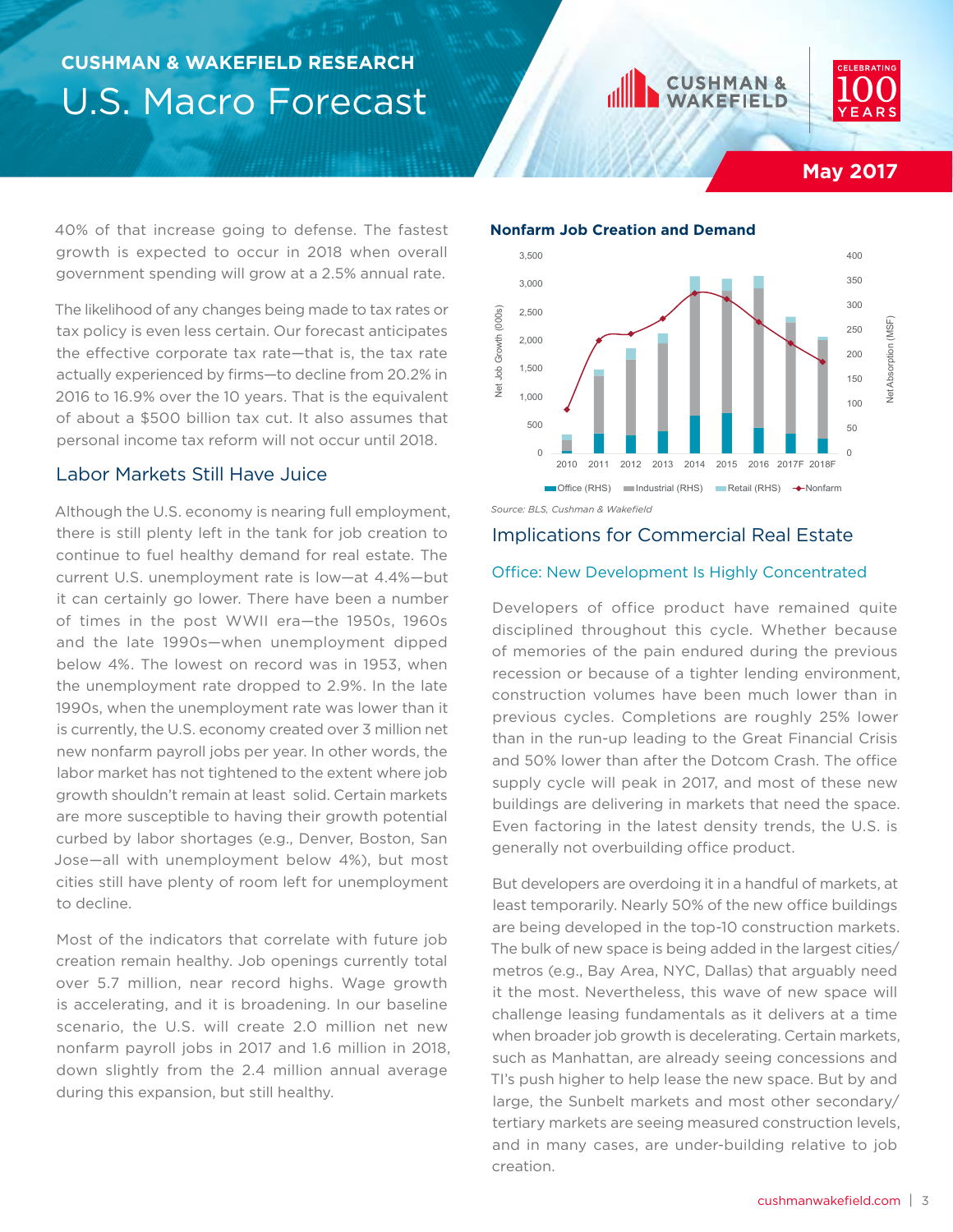40% of that increase going to defense. The fastest growth is expected to occur in 2018 when overall government spending will grow at a 2.5% annual rate.

The likelihood of any changes being made to tax rates or tax policy is even less certain. Our forecast anticipates the effective corporate tax rate—that is, the tax rate actually experienced by firms—to decline from 20.2% in 2016 to 16.9% over the 10 years. That is the equivalent of about a $500 billion tax cut. It also assumes that personal income tax reform will not occur until 2018.

## Labor Markets Still Have Juice

Although the U.S. economy is nearing full employment, there is still plenty left in the tank for job creation to continue to fuel healthy demand for real estate. The current U.S. unemployment rate is low—at 4.4%—but it can certainly go lower. There have been a number of times in the post WWII era—the 1950s, 1960s and the late 1990s—when unemployment dipped below 4%. The lowest on record was in 1953, when the unemployment rate dropped to 2.9%. In the late 1990s, when the unemployment rate was lower than it is currently, the U.S. economy created over 3 million net new nonfarm payroll jobs per year. In other words, the labor market has not tightened to the extent where job growth shouldn't remain at least solid. Certain markets are more susceptible to having their growth potential curbed by labor shortages (e.g., Denver, Boston, San Jose—all with unemployment below 4%), but most cities still have plenty of room left for unemployment to decline.

Most of the indicators that correlate with future job creation remain healthy. Job openings currently total over 5.7 million, near record highs. Wage growth is accelerating, and it is broadening. In our baseline scenario, the U.S. will create 2.0 million net new nonfarm payroll jobs in 2017 and 1.6 million in 2018, down slightly from the 2.4 million annual average during this expansion, but still healthy.

**Nonfarm Job Creation and Demand**

*Source: BLS, Cushman & Wakefield*

## Implications for Commercial Real Estate

### Office: New Development Is Highly Concentrated

Developers of office product have remained quite disciplined throughout this cycle. Whether because of memories of the pain endured during the previous recession or because of a tighter lending environment, construction volumes have been much lower than in previous cycles. Completions are roughly 25% lower than in the run-up leading to the Great Financial Crisis and 50% lower than after the Dotcom Crash. The office supply cycle will peak in 2017, and most of these new buildings are delivering in markets that need the space. Even factoring in the latest density trends, the U.S. is generally not overbuilding office product.

But developers are overdoing it in a handful of markets, at least temporarily. Nearly 50% of the new office buildings are being developed in the top-10 construction markets. The bulk of new space is being added in the largest cities/metros (e.g., Bay Area, NYC, Dallas) that arguably need it the most. Nevertheless, this wave of new space will challenge leasing fundamentals as it delivers at a time when broader job growth is decelerating. Certain markets, such as Manhattan, are already seeing concessions and TI's push higher to help lease the new space. But by and large, the Sunbelt markets and most other secondary/tertiary markets are seeing measured construction levels, and in many cases, are under-building relative to job creation.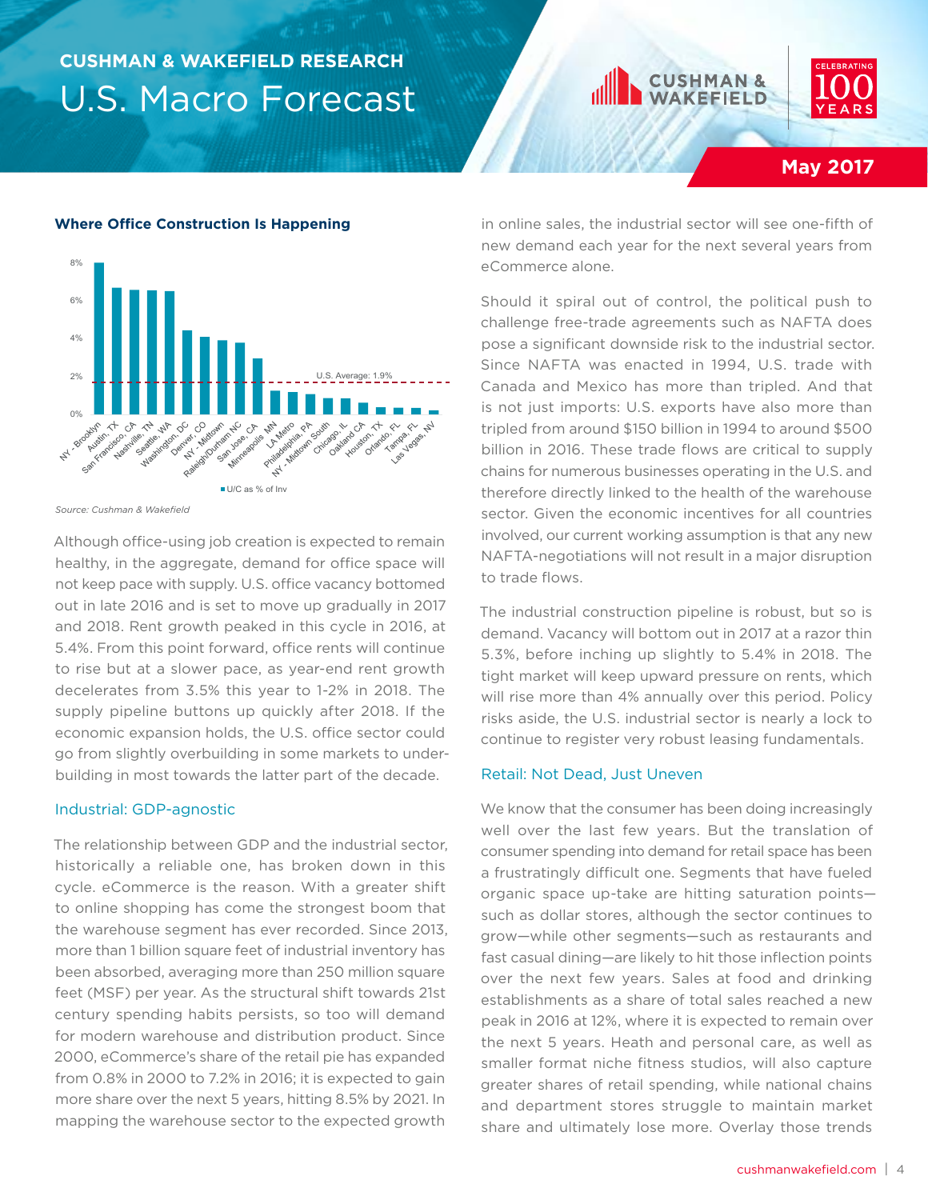### Where Office Construction Is Happening

U.S. Average: 1.9%

■ U/C as % of Inv

NY - Brooklyn, Austin, TX, San Francisco, CA, Nashville, TN, Seattle, WA, Washington, DC, Denver, CO, NY - Midtown, Raleigh/Durham NC, San Jose, CA, Minneapolis, MN, LA Metro, Philadelphia, PA, NY - Midtown South, Chicago, IL, Oakland CA, Houston, TX, Orlando, FL, Tampa, FL, Las Vegas, NV

*Source: Cushman & Wakefield*

Although office-using job creation is expected to remain healthy, in the aggregate, demand for office space will not keep pace with supply. U.S. office vacancy bottomed out in late 2016 and is set to move up gradually in 2017 and 2018. Rent growth peaked in this cycle in 2016, at 5.4%. From this point forward, office rents will continue to rise but at a slower pace, as year-end rent growth decelerates from 3.5% this year to 1-2% in 2018. The supply pipeline buttons up quickly after 2018. If the economic expansion holds, the U.S. office sector could go from slightly overbuilding in some markets to under-building in most towards the latter part of the decade.

### Industrial: GDP-agnostic

The relationship between GDP and the industrial sector, historically a reliable one, has broken down in this cycle. eCommerce is the reason. With a greater shift to online shopping has come the strongest boom that the warehouse segment has ever recorded. Since 2013, more than 1 billion square feet of industrial inventory has been absorbed, averaging more than 250 million square feet (MSF) per year. As the structural shift towards 21st century spending habits persists, so too will demand for modern warehouse and distribution product. Since 2000, eCommerce's share of the retail pie has expanded from 0.8% in 2000 to 7.2% in 2016; it is expected to gain more share over the next 5 years, hitting 8.5% by 2021. In mapping the warehouse sector to the expected growth in online sales, the industrial sector will see one-fifth of new demand each year for the next several years from eCommerce alone.

Should it spiral out of control, the political push to challenge free-trade agreements such as NAFTA does pose a significant downside risk to the industrial sector. Since NAFTA was enacted in 1994, U.S. trade with Canada and Mexico has more than tripled. And that is not just imports: U.S. exports have also more than tripled from around $150 billion in 1994 to around $500 billion in 2016. These trade flows are critical to supply chains for numerous businesses operating in the U.S. and therefore directly linked to the health of the warehouse sector. Given the economic incentives for all countries involved, our current working assumption is that any new NAFTA-negotiations will not result in a major disruption to trade flows.

The industrial construction pipeline is robust, but so is demand. Vacancy will bottom out in 2017 at a razor thin 5.3%, before inching up slightly to 5.4% in 2018. The tight market will keep upward pressure on rents, which will rise more than 4% annually over this period. Policy risks aside, the U.S. industrial sector is nearly a lock to continue to register very robust leasing fundamentals.

### Retail: Not Dead, Just Uneven

We know that the consumer has been doing increasingly well over the last few years. But the translation of consumer spending into demand for retail space has been a frustratingly difficult one. Segments that have fueled organic space up-take are hitting saturation points—such as dollar stores, although the sector continues to grow—while other segments—such as restaurants and fast casual dining—are likely to hit those inflection points over the next few years. Sales at food and drinking establishments as a share of total sales reached a new peak in 2016 at 12%, where it is expected to remain over the next 5 years. Heath and personal care, as well as smaller format niche fitness studios, will also capture greater shares of retail spending, while national chains and department stores struggle to maintain market share and ultimately lose more. Overlay those trends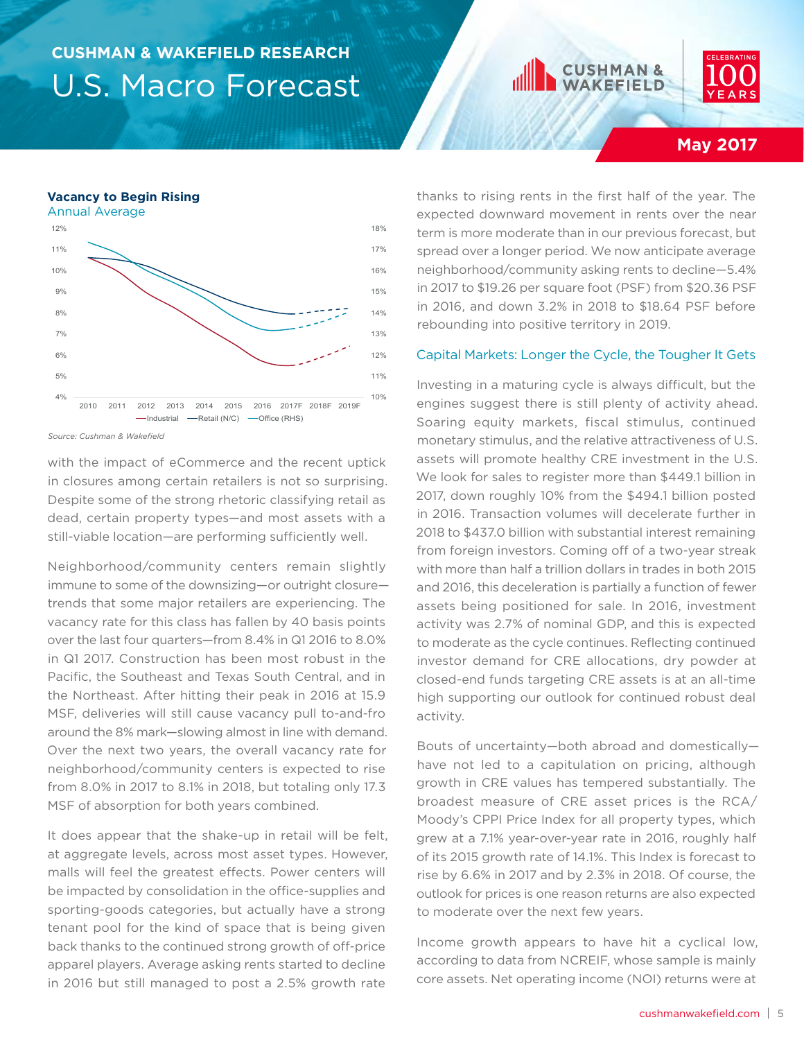**Vacancy to Begin Rising**
Annual Average

Source: Cushman & Wakefield

with the impact of eCommerce and the recent uptick in closures among certain retailers is not so surprising. Despite some of the strong rhetoric classifying retail as dead, certain property types—and most assets with a still-viable location—are performing sufficiently well.

Neighborhood/community centers remain slightly immune to some of the downsizing—or outright closure—trends that some major retailers are experiencing. The vacancy rate for this class has fallen by 40 basis points over the last four quarters—from 8.4% in Q1 2016 to 8.0% in Q1 2017. Construction has been most robust in the Pacific, the Southeast and Texas South Central, and in the Northeast. After hitting their peak in 2016 at 15.9 MSF, deliveries will still cause vacancy pull to-and-fro around the 8% mark—slowing almost in line with demand. Over the next two years, the overall vacancy rate for neighborhood/community centers is expected to rise from 8.0% in 2017 to 8.1% in 2018, but totaling only 17.3 MSF of absorption for both years combined.

It does appear that the shake-up in retail will be felt, at aggregate levels, across most asset types. However, malls will feel the greatest effects. Power centers will be impacted by consolidation in the office-supplies and sporting-goods categories, but actually have a strong tenant pool for the kind of space that is being given back thanks to the continued strong growth of off-price apparel players. Average asking rents started to decline in 2016 but still managed to post a 2.5% growth rate thanks to rising rents in the first half of the year. The expected downward movement in rents over the near term is more moderate than in our previous forecast, but spread over a longer period. We now anticipate average neighborhood/community asking rents to decline—5.4% in 2017 to $19.26 per square foot (PSF) from $20.36 PSF in 2016, and down 3.2% in 2018 to $18.64 PSF before rebounding into positive territory in 2019.

## Capital Markets: Longer the Cycle, the Tougher It Gets

Investing in a maturing cycle is always difficult, but the engines suggest there is still plenty of activity ahead. Soaring equity markets, fiscal stimulus, continued monetary stimulus, and the relative attractiveness of U.S. assets will promote healthy CRE investment in the U.S. We look for sales to register more than $449.1 billion in 2017, down roughly 10% from the $494.1 billion posted in 2016. Transaction volumes will decelerate further in 2018 to $437.0 billion with substantial interest remaining from foreign investors. Coming off of a two-year streak with more than half a trillion dollars in trades in both 2015 and 2016, this deceleration is partially a function of fewer assets being positioned for sale. In 2016, investment activity was 2.7% of nominal GDP, and this is expected to moderate as the cycle continues. Reflecting continued investor demand for CRE allocations, dry powder at closed-end funds targeting CRE assets is at an all-time high supporting our outlook for continued robust deal activity.

Bouts of uncertainty—both abroad and domestically—have not led to a capitulation on pricing, although growth in CRE values has tempered substantially. The broadest measure of CRE asset prices is the RCA/Moody's CPPI Price Index for all property types, which grew at a 7.1% year-over-year rate in 2016, roughly half of its 2015 growth rate of 14.1%. This Index is forecast to rise by 6.6% in 2017 and by 2.3% in 2018. Of course, the outlook for prices is one reason returns are also expected to moderate over the next few years.

Income growth appears to have hit a cyclical low, according to data from NCREIF, whose sample is mainly core assets. Net operating income (NOI) returns were at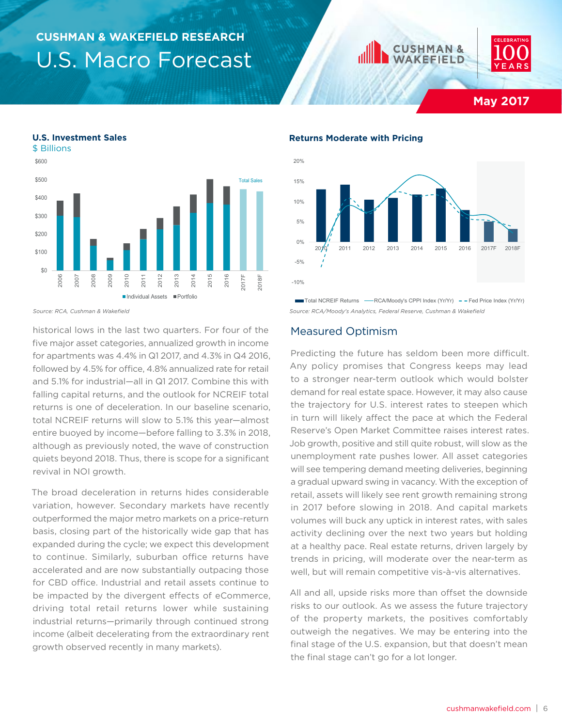# CUSHMAN & WAKEFIELD RESEARCH

# U.S. Macro Forecast

**May 2017**

### U.S. Investment Sales

$ Billions

Source: RCA, Cushman & Wakefield

### Returns Moderate with Pricing

Source: RCA/Moody's Analytics, Federal Reserve, Cushman & Wakefield

historical lows in the last two quarters. For four of the five major asset categories, annualized growth in income for apartments was 4.4% in Q1 2017, and 4.3% in Q4 2016, followed by 4.5% for office, 4.8% annualized rate for retail and 5.1% for industrial—all in Q1 2017. Combine this with falling capital returns, and the outlook for NCREIF total returns is one of deceleration. In our baseline scenario, total NCREIF returns will slow to 5.1% this year—almost entire buoyed by income—before falling to 3.3% in 2018, although as previously noted, the wave of construction quiets beyond 2018. Thus, there is scope for a significant revival in NOI growth.

The broad deceleration in returns hides considerable variation, however. Secondary markets have recently outperformed the major metro markets on a price-return basis, closing part of the historically wide gap that has expanded during the cycle; we expect this development to continue. Similarly, suburban office returns have accelerated and are now substantially outpacing those for CBD office. Industrial and retail assets continue to be impacted by the divergent effects of eCommerce, driving total retail returns lower while sustaining industrial returns—primarily through continued strong income (albeit decelerating from the extraordinary rent growth observed recently in many markets).

## Measured Optimism

Predicting the future has seldom been more difficult. Any policy promises that Congress keeps may lead to a stronger near-term outlook which would bolster demand for real estate space. However, it may also cause the trajectory for U.S. interest rates to steepen which in turn will likely affect the pace at which the Federal Reserve's Open Market Committee raises interest rates. Job growth, positive and still quite robust, will slow as the unemployment rate pushes lower. All asset categories will see tempering demand meeting deliveries, beginning a gradual upward swing in vacancy. With the exception of retail, assets will likely see rent growth remaining strong in 2017 before slowing in 2018. And capital markets volumes will buck any uptick in interest rates, with sales activity declining over the next two years but holding at a healthy pace. Real estate returns, driven largely by trends in pricing, will moderate over the near-term as well, but will remain competitive vis-à-vis alternatives.

All and all, upside risks more than offset the downside risks to our outlook. As we assess the future trajectory of the property markets, the positives comfortably outweigh the negatives. We may be entering into the final stage of the U.S. expansion, but that doesn't mean the final stage can't go for a lot longer.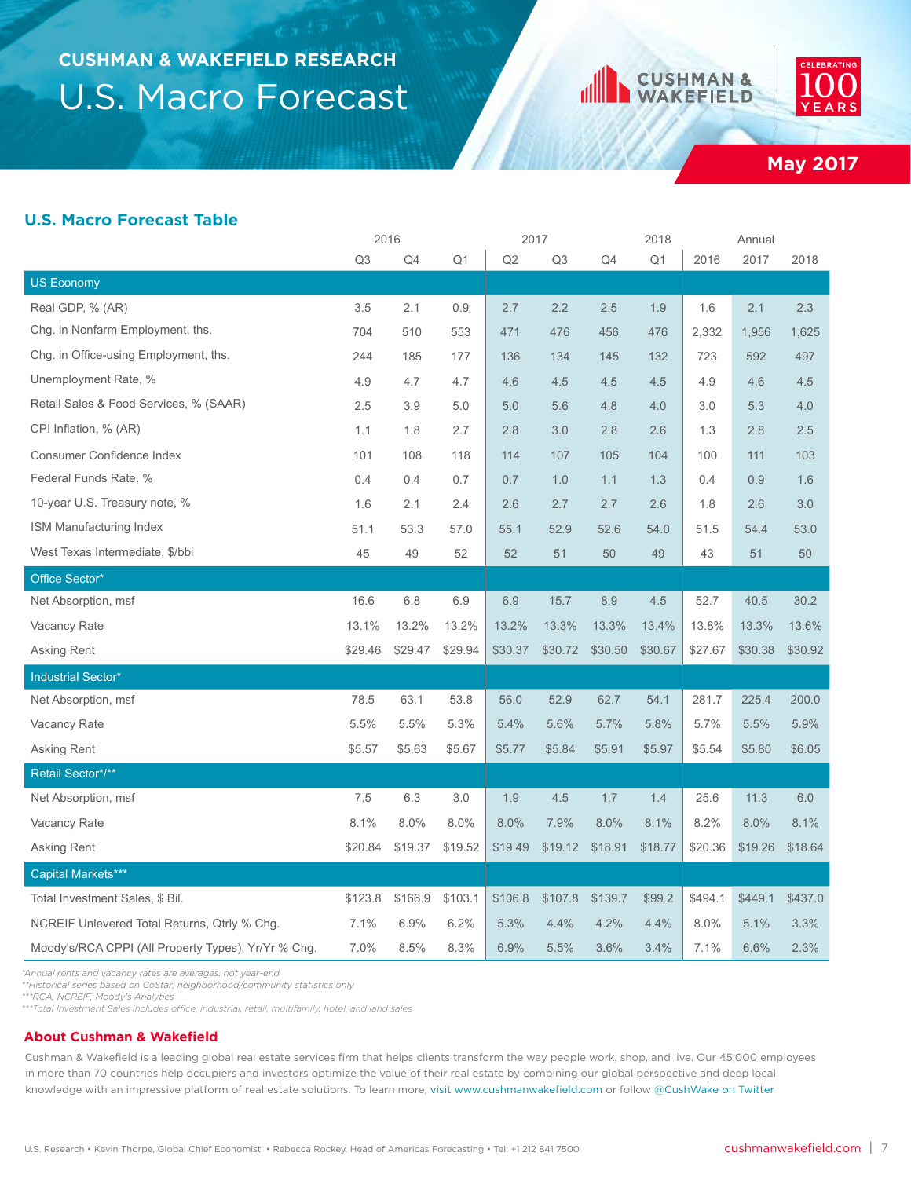CUSHMAN & WAKEFIELD RESEARCH

# U.S. Macro Forecast

May 2017

## U.S. Macro Forecast Table

| | 2016 | | | 2017 | | | 2018 | Annual | | |
|---|---|---|---|---|---|---|---|---|---|---|
| | Q3 | Q4 | Q1 | Q2 | Q3 | Q4 | Q1 | 2016 | 2017 | 2018 |
| **US Economy** | | | | | | | | | | |
| Real GDP, % (AR) | 3.5 | 2.1 | 0.9 | 2.7 | 2.2 | 2.5 | 1.9 | 1.6 | 2.1 | 2.3 |
| Chg. in Nonfarm Employment, ths. | 704 | 510 | 553 | 471 | 476 | 456 | 476 | 2,332 | 1,956 | 1,625 |
| Chg. in Office-using Employment, ths. | 244 | 185 | 177 | 136 | 134 | 145 | 132 | 723 | 592 | 497 |
| Unemployment Rate, % | 4.9 | 4.7 | 4.7 | 4.6 | 4.5 | 4.5 | 4.5 | 4.9 | 4.6 | 4.5 |
| Retail Sales & Food Services, % (SAAR) | 2.5 | 3.9 | 5.0 | 5.0 | 5.6 | 4.8 | 4.0 | 3.0 | 5.3 | 4.0 |
| CPI Inflation, % (AR) | 1.1 | 1.8 | 2.7 | 2.8 | 3.0 | 2.8 | 2.6 | 1.3 | 2.8 | 2.5 |
| Consumer Confidence Index | 101 | 108 | 118 | 114 | 107 | 105 | 104 | 100 | 111 | 103 |
| Federal Funds Rate, % | 0.4 | 0.4 | 0.7 | 0.7 | 1.0 | 1.1 | 1.3 | 0.4 | 0.9 | 1.6 |
| 10-year U.S. Treasury note, % | 1.6 | 2.1 | 2.4 | 2.6 | 2.7 | 2.7 | 2.6 | 1.8 | 2.6 | 3.0 |
| ISM Manufacturing Index | 51.1 | 53.3 | 57.0 | 55.1 | 52.9 | 52.6 | 54.0 | 51.5 | 54.4 | 53.0 |
| West Texas Intermediate, $/bbl | 45 | 49 | 52 | 52 | 51 | 50 | 49 | 43 | 51 | 50 |
| **Office Sector*** | | | | | | | | | | |
| Net Absorption, msf | 16.6 | 6.8 | 6.9 | 6.9 | 15.7 | 8.9 | 4.5 | 52.7 | 40.5 | 30.2 |
| Vacancy Rate | 13.1% | 13.2% | 13.2% | 13.2% | 13.3% | 13.3% | 13.4% | 13.8% | 13.3% | 13.6% |
| Asking Rent | $29.46 | $29.47 | $29.94 | $30.37 | $30.72 | $30.50 | $30.67 | $27.67 | $30.38 | $30.92 |
| **Industrial Sector*** | | | | | | | | | | |
| Net Absorption, msf | 78.5 | 63.1 | 53.8 | 56.0 | 52.9 | 62.7 | 54.1 | 281.7 | 225.4 | 200.0 |
| Vacancy Rate | 5.5% | 5.5% | 5.3% | 5.4% | 5.6% | 5.7% | 5.8% | 5.7% | 5.5% | 5.9% |
| Asking Rent | $5.57 | $5.63 | $5.67 | $5.77 | $5.84 | $5.91 | $5.97 | $5.54 | $5.80 | $6.05 |
| **Retail Sector*/**** | | | | | | | | | | |
| Net Absorption, msf | 7.5 | 6.3 | 3.0 | 1.9 | 4.5 | 1.7 | 1.4 | 25.6 | 11.3 | 6.0 |
| Vacancy Rate | 8.1% | 8.0% | 8.0% | 8.0% | 7.9% | 8.0% | 8.1% | 8.2% | 8.0% | 8.1% |
| Asking Rent | $20.84 | $19.37 | $19.52 | $19.49 | $19.12 | $18.91 | $18.77 | $20.36 | $19.26 | $18.64 |
| **Capital Markets***** | | | | | | | | | | |
| Total Investment Sales, $ Bil. | $123.8 | $166.9 | $103.1 | $106.8 | $107.8 | $139.7 | $99.2 | $494.1 | $449.1 | $437.0 |
| NCREIF Unlevered Total Returns, Qtrly % Chg. | 7.1% | 6.9% | 6.2% | 5.3% | 4.4% | 4.2% | 4.4% | 8.0% | 5.1% | 3.3% |
| Moody's/RCA CPPI (All Property Types), Yr/Yr % Chg. | 7.0% | 8.5% | 8.3% | 6.9% | 5.5% | 3.6% | 3.4% | 7.1% | 6.6% | 2.3% |

*Annual rents and vacancy rates are averages, not year-end
**Historical series based on CoStar; neighborhood/community statistics only
***RCA, NCREIF, Moody's Analytics
***Total Investment Sales includes office, industrial, retail, multifamily, hotel, and land sales

## About Cushman & Wakefield

Cushman & Wakefield is a leading global real estate services firm that helps clients transform the way people work, shop, and live. Our 45,000 employees in more than 70 countries help occupiers and investors optimize the value of their real estate by combining our global perspective and deep local knowledge with an impressive platform of real estate solutions. To learn more, visit www.cushmanwakefield.com or follow @CushWake on Twitter

U.S. Research • Kevin Thorpe, Global Chief Economist, • Rebecca Rockey, Head of Americas Forecasting • Tel: +1 212 841 7500

cushmanwakefield.com